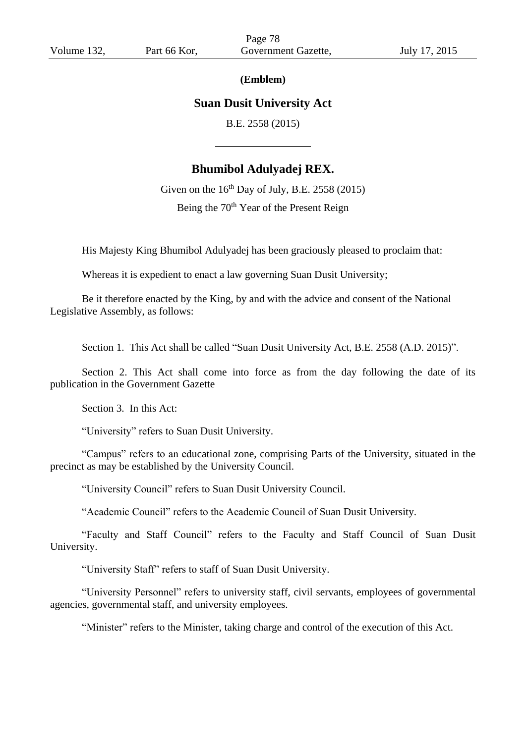**(Emblem)**

# Suan Dusit University Act

B.E. 2558 (2015)

---

## Bhumibol Adulyadej REX.

Given on the 16th Day of July, B.E. 2558 (2015)

Being the 70th Year of the Present Reign

His Majesty King Bhumibol Adulyadej has been graciously pleased to proclaim that:

Whereas it is expedient to enact a law governing Suan Dusit University;

Be it therefore enacted by the King, by and with the advice and consent of the National Legislative Assembly, as follows:

Section 1. This Act shall be called "Suan Dusit University Act, B.E. 2558 (A.D. 2015)".

Section 2. This Act shall come into force as from the day following the date of its publication in the Government Gazette

Section 3. In this Act:

"University" refers to Suan Dusit University.

"Campus" refers to an educational zone, comprising Parts of the University, situated in the precinct as may be established by the University Council.

"University Council" refers to Suan Dusit University Council.

"Academic Council" refers to the Academic Council of Suan Dusit University.

"Faculty and Staff Council" refers to the Faculty and Staff Council of Suan Dusit University.

"University Staff" refers to staff of Suan Dusit University.

"University Personnel" refers to university staff, civil servants, employees of governmental agencies, governmental staff, and university employees.

"Minister" refers to the Minister, taking charge and control of the execution of this Act.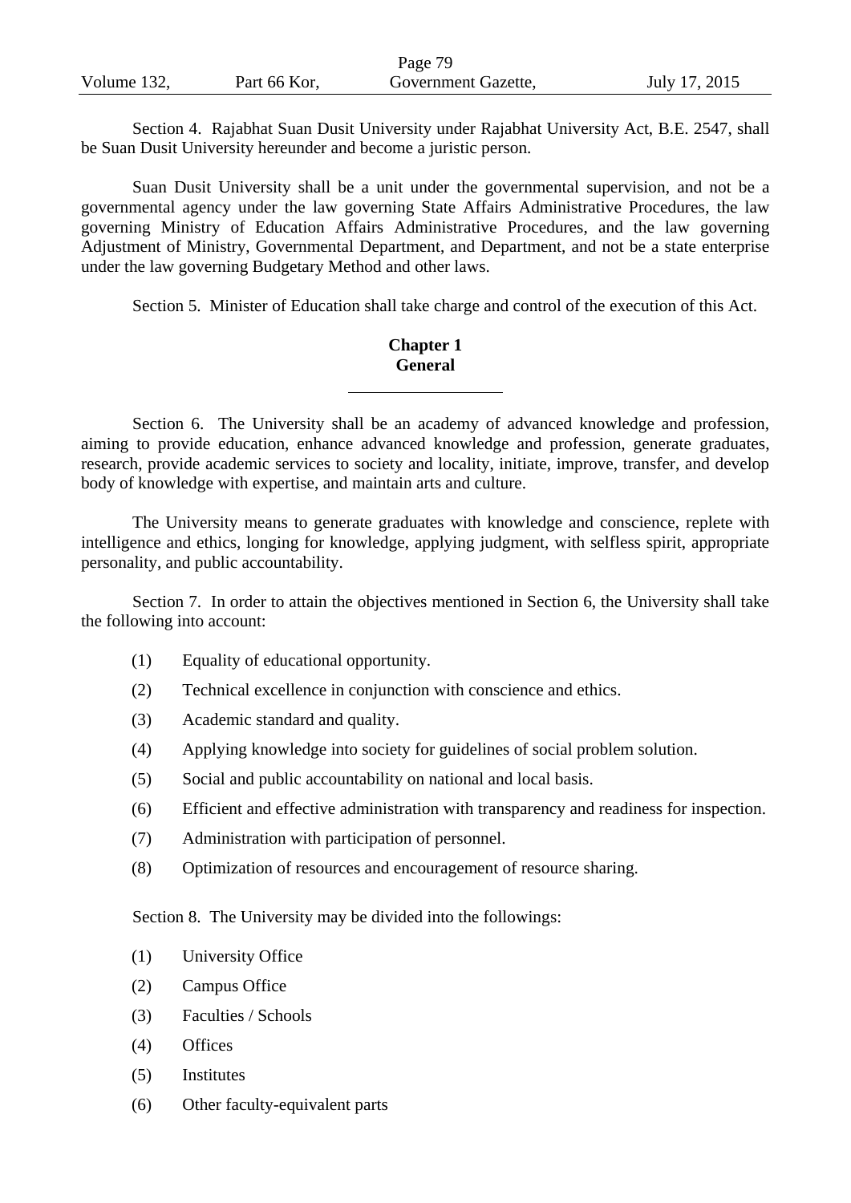Section 4. Rajabhat Suan Dusit University under Rajabhat University Act, B.E. 2547, shall be Suan Dusit University hereunder and become a juristic person.

Suan Dusit University shall be a unit under the governmental supervision, and not be a governmental agency under the law governing State Affairs Administrative Procedures, the law governing Ministry of Education Affairs Administrative Procedures, and the law governing Adjustment of Ministry, Governmental Department, and Department, and not be a state enterprise under the law governing Budgetary Method and other laws.

Section 5. Minister of Education shall take charge and control of the execution of this Act.

## Chapter 1
## General

Section 6. The University shall be an academy of advanced knowledge and profession, aiming to provide education, enhance advanced knowledge and profession, generate graduates, research, provide academic services to society and locality, initiate, improve, transfer, and develop body of knowledge with expertise, and maintain arts and culture.

The University means to generate graduates with knowledge and conscience, replete with intelligence and ethics, longing for knowledge, applying judgment, with selfless spirit, appropriate personality, and public accountability.

Section 7. In order to attain the objectives mentioned in Section 6, the University shall take the following into account:

(1) Equality of educational opportunity.

(2) Technical excellence in conjunction with conscience and ethics.

(3) Academic standard and quality.

(4) Applying knowledge into society for guidelines of social problem solution.

(5) Social and public accountability on national and local basis.

(6) Efficient and effective administration with transparency and readiness for inspection.

(7) Administration with participation of personnel.

(8) Optimization of resources and encouragement of resource sharing.

Section 8. The University may be divided into the followings:

(1) University Office

(2) Campus Office

(3) Faculties / Schools

(4) Offices

(5) Institutes

(6) Other faculty-equivalent parts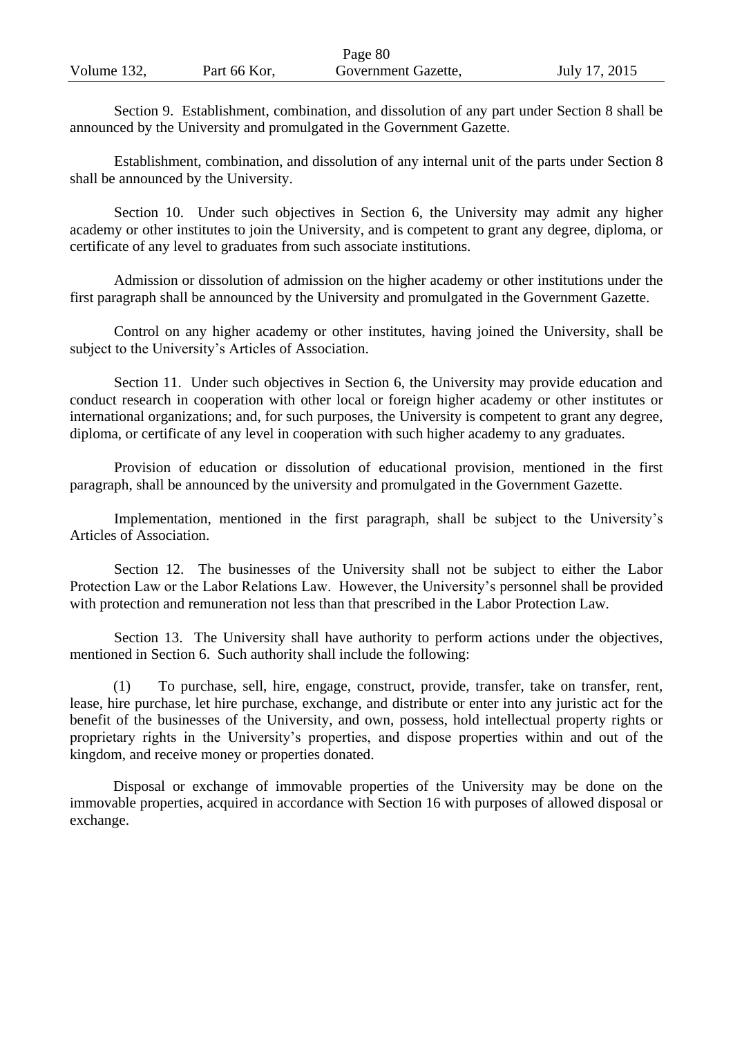Section 9. Establishment, combination, and dissolution of any part under Section 8 shall be announced by the University and promulgated in the Government Gazette.

Establishment, combination, and dissolution of any internal unit of the parts under Section 8 shall be announced by the University.

Section 10. Under such objectives in Section 6, the University may admit any higher academy or other institutes to join the University, and is competent to grant any degree, diploma, or certificate of any level to graduates from such associate institutions.

Admission or dissolution of admission on the higher academy or other institutions under the first paragraph shall be announced by the University and promulgated in the Government Gazette.

Control on any higher academy or other institutes, having joined the University, shall be subject to the University's Articles of Association.

Section 11. Under such objectives in Section 6, the University may provide education and conduct research in cooperation with other local or foreign higher academy or other institutes or international organizations; and, for such purposes, the University is competent to grant any degree, diploma, or certificate of any level in cooperation with such higher academy to any graduates.

Provision of education or dissolution of educational provision, mentioned in the first paragraph, shall be announced by the university and promulgated in the Government Gazette.

Implementation, mentioned in the first paragraph, shall be subject to the University's Articles of Association.

Section 12. The businesses of the University shall not be subject to either the Labor Protection Law or the Labor Relations Law. However, the University's personnel shall be provided with protection and remuneration not less than that prescribed in the Labor Protection Law.

Section 13. The University shall have authority to perform actions under the objectives, mentioned in Section 6. Such authority shall include the following:

(1) To purchase, sell, hire, engage, construct, provide, transfer, take on transfer, rent, lease, hire purchase, let hire purchase, exchange, and distribute or enter into any juristic act for the benefit of the businesses of the University, and own, possess, hold intellectual property rights or proprietary rights in the University's properties, and dispose properties within and out of the kingdom, and receive money or properties donated.

Disposal or exchange of immovable properties of the University may be done on the immovable properties, acquired in accordance with Section 16 with purposes of allowed disposal or exchange.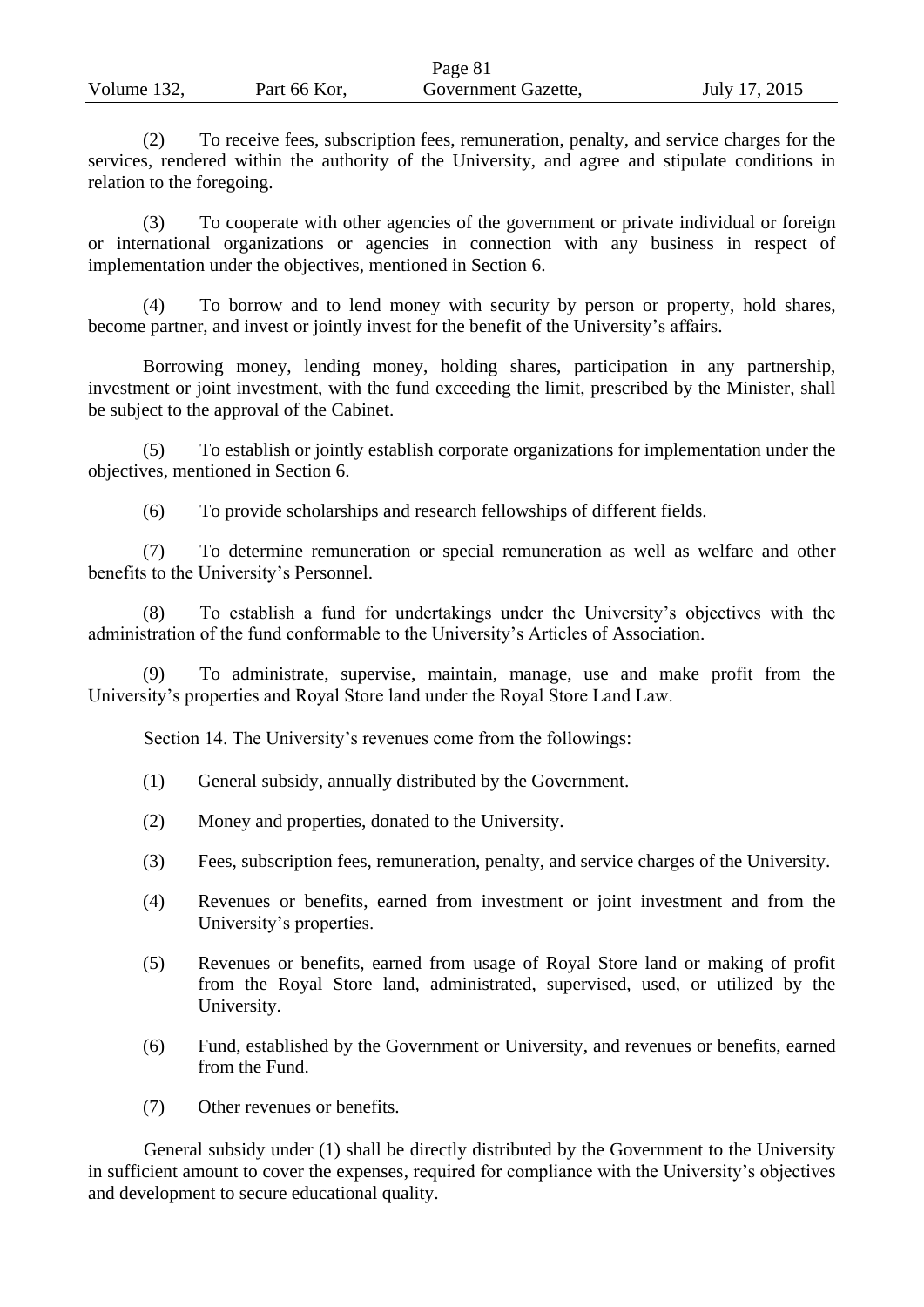(2) To receive fees, subscription fees, remuneration, penalty, and service charges for the services, rendered within the authority of the University, and agree and stipulate conditions in relation to the foregoing.

(3) To cooperate with other agencies of the government or private individual or foreign or international organizations or agencies in connection with any business in respect of implementation under the objectives, mentioned in Section 6.

(4) To borrow and to lend money with security by person or property, hold shares, become partner, and invest or jointly invest for the benefit of the University's affairs.

Borrowing money, lending money, holding shares, participation in any partnership, investment or joint investment, with the fund exceeding the limit, prescribed by the Minister, shall be subject to the approval of the Cabinet.

(5) To establish or jointly establish corporate organizations for implementation under the objectives, mentioned in Section 6.

(6) To provide scholarships and research fellowships of different fields.

(7) To determine remuneration or special remuneration as well as welfare and other benefits to the University's Personnel.

(8) To establish a fund for undertakings under the University's objectives with the administration of the fund conformable to the University's Articles of Association.

(9) To administrate, supervise, maintain, manage, use and make profit from the University's properties and Royal Store land under the Royal Store Land Law.

Section 14. The University's revenues come from the followings:

(1) General subsidy, annually distributed by the Government.

(2) Money and properties, donated to the University.

(3) Fees, subscription fees, remuneration, penalty, and service charges of the University.

(4) Revenues or benefits, earned from investment or joint investment and from the University's properties.

(5) Revenues or benefits, earned from usage of Royal Store land or making of profit from the Royal Store land, administrated, supervised, used, or utilized by the University.

(6) Fund, established by the Government or University, and revenues or benefits, earned from the Fund.

(7) Other revenues or benefits.

General subsidy under (1) shall be directly distributed by the Government to the University in sufficient amount to cover the expenses, required for compliance with the University's objectives and development to secure educational quality.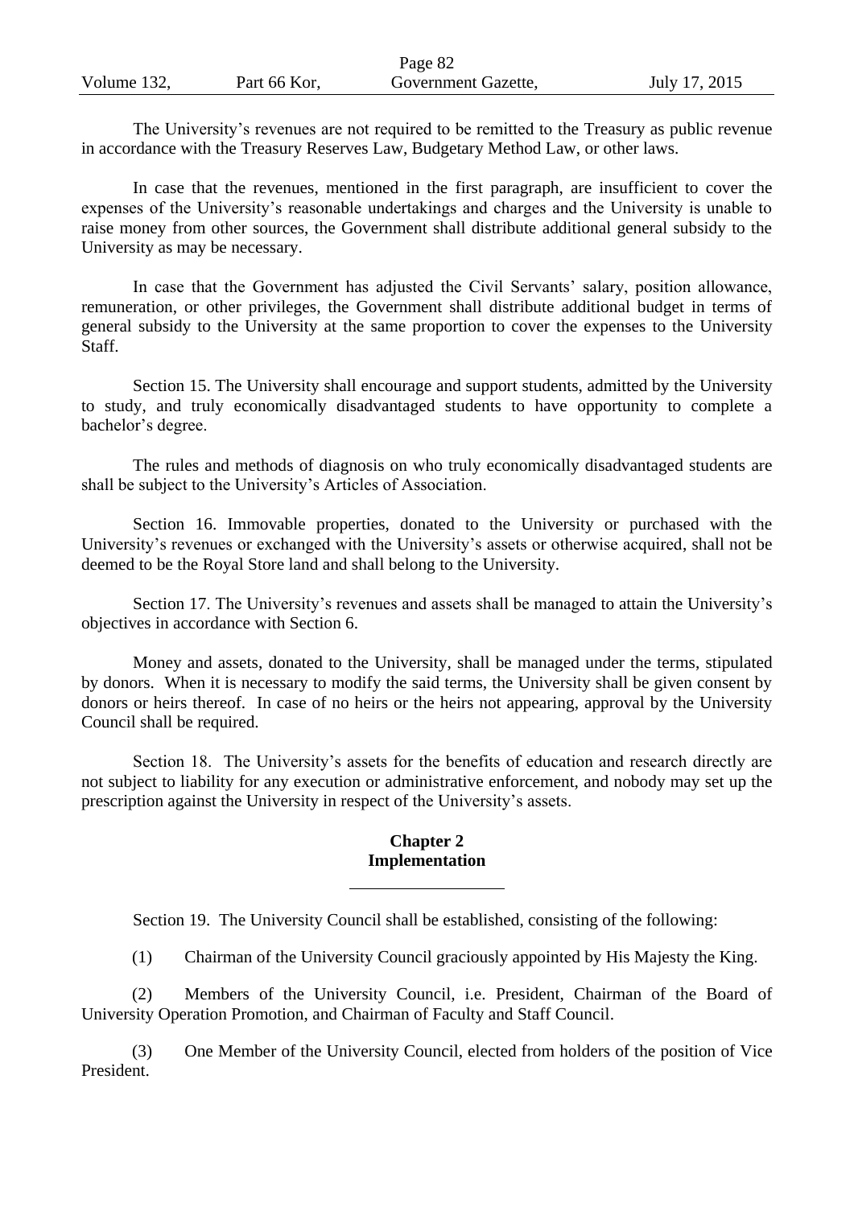The University's revenues are not required to be remitted to the Treasury as public revenue in accordance with the Treasury Reserves Law, Budgetary Method Law, or other laws.

In case that the revenues, mentioned in the first paragraph, are insufficient to cover the expenses of the University's reasonable undertakings and charges and the University is unable to raise money from other sources, the Government shall distribute additional general subsidy to the University as may be necessary.

In case that the Government has adjusted the Civil Servants' salary, position allowance, remuneration, or other privileges, the Government shall distribute additional budget in terms of general subsidy to the University at the same proportion to cover the expenses to the University Staff.

Section 15. The University shall encourage and support students, admitted by the University to study, and truly economically disadvantaged students to have opportunity to complete a bachelor's degree.

The rules and methods of diagnosis on who truly economically disadvantaged students are shall be subject to the University's Articles of Association.

Section 16. Immovable properties, donated to the University or purchased with the University's revenues or exchanged with the University's assets or otherwise acquired, shall not be deemed to be the Royal Store land and shall belong to the University.

Section 17. The University's revenues and assets shall be managed to attain the University's objectives in accordance with Section 6.

Money and assets, donated to the University, shall be managed under the terms, stipulated by donors. When it is necessary to modify the said terms, the University shall be given consent by donors or heirs thereof. In case of no heirs or the heirs not appearing, approval by the University Council shall be required.

Section 18. The University's assets for the benefits of education and research directly are not subject to liability for any execution or administrative enforcement, and nobody may set up the prescription against the University in respect of the University's assets.

## Chapter 2
## Implementation

Section 19. The University Council shall be established, consisting of the following:

(1) Chairman of the University Council graciously appointed by His Majesty the King.

(2) Members of the University Council, i.e. President, Chairman of the Board of University Operation Promotion, and Chairman of Faculty and Staff Council.

(3) One Member of the University Council, elected from holders of the position of Vice President.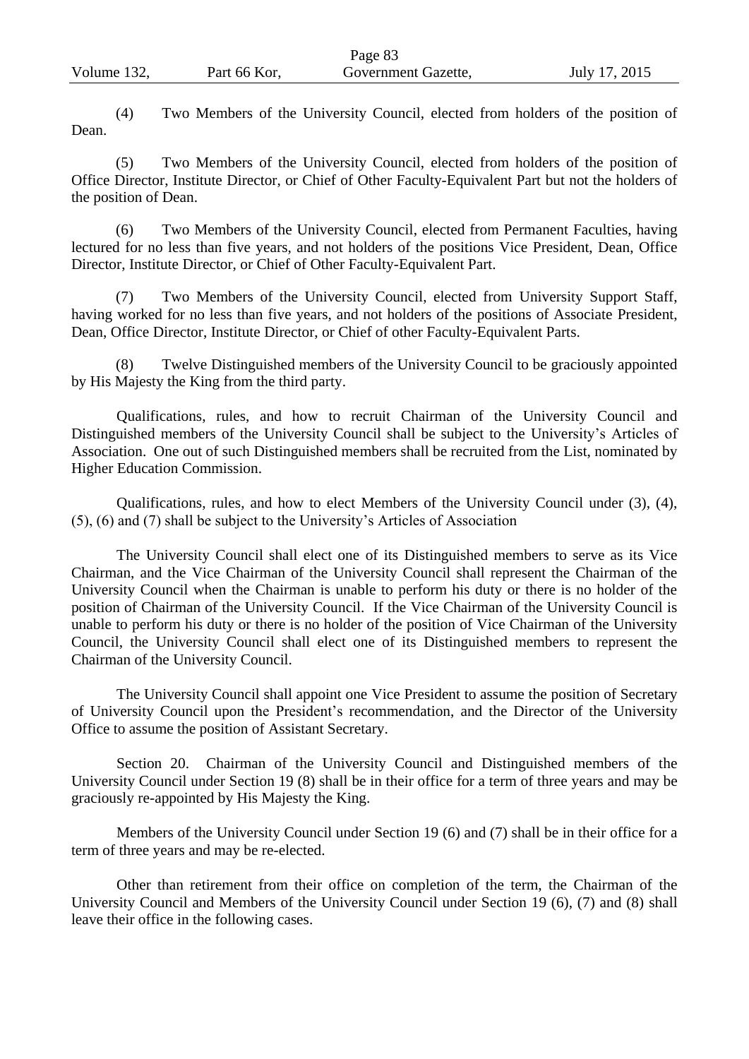(4) Two Members of the University Council, elected from holders of the position of Dean.

(5) Two Members of the University Council, elected from holders of the position of Office Director, Institute Director, or Chief of Other Faculty-Equivalent Part but not the holders of the position of Dean.

(6) Two Members of the University Council, elected from Permanent Faculties, having lectured for no less than five years, and not holders of the positions Vice President, Dean, Office Director, Institute Director, or Chief of Other Faculty-Equivalent Part.

(7) Two Members of the University Council, elected from University Support Staff, having worked for no less than five years, and not holders of the positions of Associate President, Dean, Office Director, Institute Director, or Chief of other Faculty-Equivalent Parts.

(8) Twelve Distinguished members of the University Council to be graciously appointed by His Majesty the King from the third party.

Qualifications, rules, and how to recruit Chairman of the University Council and Distinguished members of the University Council shall be subject to the University's Articles of Association. One out of such Distinguished members shall be recruited from the List, nominated by Higher Education Commission.

Qualifications, rules, and how to elect Members of the University Council under (3), (4), (5), (6) and (7) shall be subject to the University's Articles of Association

The University Council shall elect one of its Distinguished members to serve as its Vice Chairman, and the Vice Chairman of the University Council shall represent the Chairman of the University Council when the Chairman is unable to perform his duty or there is no holder of the position of Chairman of the University Council. If the Vice Chairman of the University Council is unable to perform his duty or there is no holder of the position of Vice Chairman of the University Council, the University Council shall elect one of its Distinguished members to represent the Chairman of the University Council.

The University Council shall appoint one Vice President to assume the position of Secretary of University Council upon the President's recommendation, and the Director of the University Office to assume the position of Assistant Secretary.

Section 20. Chairman of the University Council and Distinguished members of the University Council under Section 19 (8) shall be in their office for a term of three years and may be graciously re-appointed by His Majesty the King.

Members of the University Council under Section 19 (6) and (7) shall be in their office for a term of three years and may be re-elected.

Other than retirement from their office on completion of the term, the Chairman of the University Council and Members of the University Council under Section 19 (6), (7) and (8) shall leave their office in the following cases.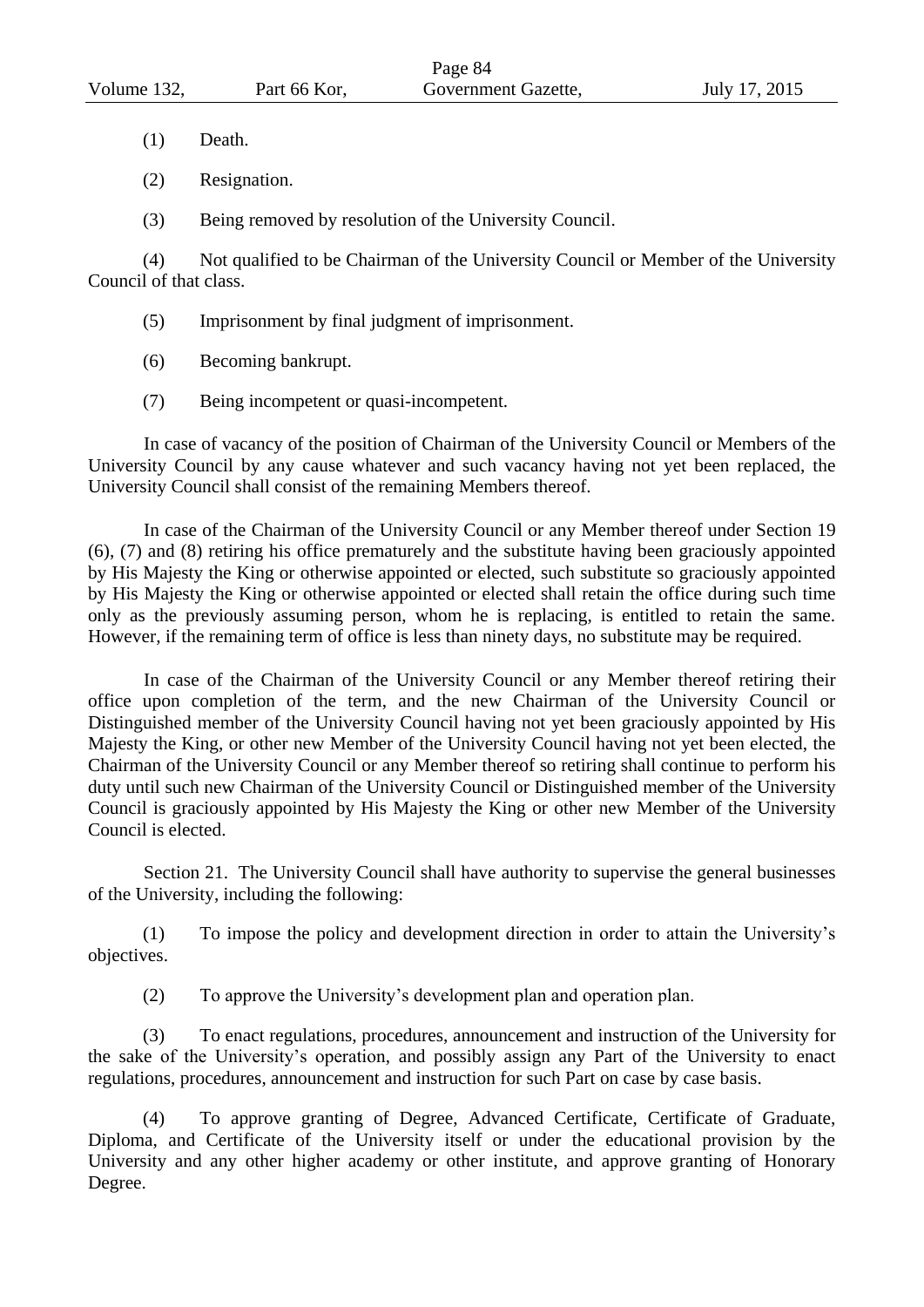(1) Death.

(2) Resignation.

(3) Being removed by resolution of the University Council.

(4) Not qualified to be Chairman of the University Council or Member of the University Council of that class.

(5) Imprisonment by final judgment of imprisonment.

(6) Becoming bankrupt.

(7) Being incompetent or quasi-incompetent.

In case of vacancy of the position of Chairman of the University Council or Members of the University Council by any cause whatever and such vacancy having not yet been replaced, the University Council shall consist of the remaining Members thereof.

In case of the Chairman of the University Council or any Member thereof under Section 19 (6), (7) and (8) retiring his office prematurely and the substitute having been graciously appointed by His Majesty the King or otherwise appointed or elected, such substitute so graciously appointed by His Majesty the King or otherwise appointed or elected shall retain the office during such time only as the previously assuming person, whom he is replacing, is entitled to retain the same. However, if the remaining term of office is less than ninety days, no substitute may be required.

In case of the Chairman of the University Council or any Member thereof retiring their office upon completion of the term, and the new Chairman of the University Council or Distinguished member of the University Council having not yet been graciously appointed by His Majesty the King, or other new Member of the University Council having not yet been elected, the Chairman of the University Council or any Member thereof so retiring shall continue to perform his duty until such new Chairman of the University Council or Distinguished member of the University Council is graciously appointed by His Majesty the King or other new Member of the University Council is elected.

Section 21. The University Council shall have authority to supervise the general businesses of the University, including the following:

(1) To impose the policy and development direction in order to attain the University's objectives.

(2) To approve the University's development plan and operation plan.

(3) To enact regulations, procedures, announcement and instruction of the University for the sake of the University's operation, and possibly assign any Part of the University to enact regulations, procedures, announcement and instruction for such Part on case by case basis.

(4) To approve granting of Degree, Advanced Certificate, Certificate of Graduate, Diploma, and Certificate of the University itself or under the educational provision by the University and any other higher academy or other institute, and approve granting of Honorary Degree.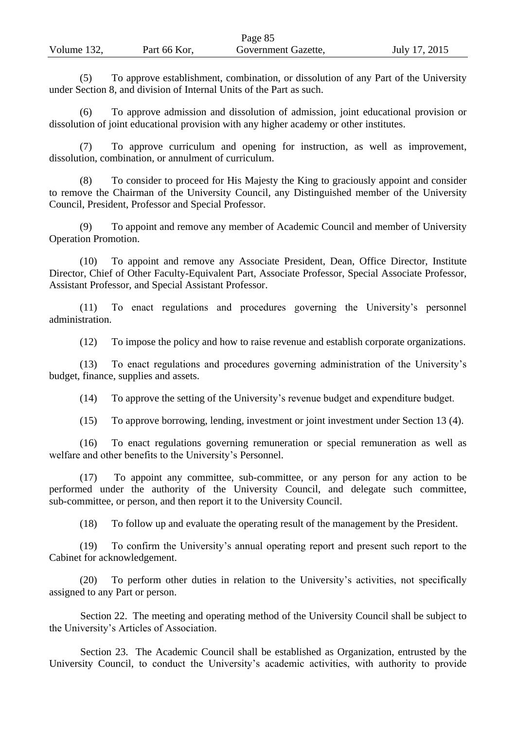(5) To approve establishment, combination, or dissolution of any Part of the University under Section 8, and division of Internal Units of the Part as such.

(6) To approve admission and dissolution of admission, joint educational provision or dissolution of joint educational provision with any higher academy or other institutes.

(7) To approve curriculum and opening for instruction, as well as improvement, dissolution, combination, or annulment of curriculum.

(8) To consider to proceed for His Majesty the King to graciously appoint and consider to remove the Chairman of the University Council, any Distinguished member of the University Council, President, Professor and Special Professor.

(9) To appoint and remove any member of Academic Council and member of University Operation Promotion.

(10) To appoint and remove any Associate President, Dean, Office Director, Institute Director, Chief of Other Faculty-Equivalent Part, Associate Professor, Special Associate Professor, Assistant Professor, and Special Assistant Professor.

(11) To enact regulations and procedures governing the University's personnel administration.

(12) To impose the policy and how to raise revenue and establish corporate organizations.

(13) To enact regulations and procedures governing administration of the University's budget, finance, supplies and assets.

(14) To approve the setting of the University's revenue budget and expenditure budget.

(15) To approve borrowing, lending, investment or joint investment under Section 13 (4).

(16) To enact regulations governing remuneration or special remuneration as well as welfare and other benefits to the University's Personnel.

(17) To appoint any committee, sub-committee, or any person for any action to be performed under the authority of the University Council, and delegate such committee, sub-committee, or person, and then report it to the University Council.

(18) To follow up and evaluate the operating result of the management by the President.

(19) To confirm the University's annual operating report and present such report to the Cabinet for acknowledgement.

(20) To perform other duties in relation to the University's activities, not specifically assigned to any Part or person.

Section 22. The meeting and operating method of the University Council shall be subject to the University's Articles of Association.

Section 23. The Academic Council shall be established as Organization, entrusted by the University Council, to conduct the University's academic activities, with authority to provide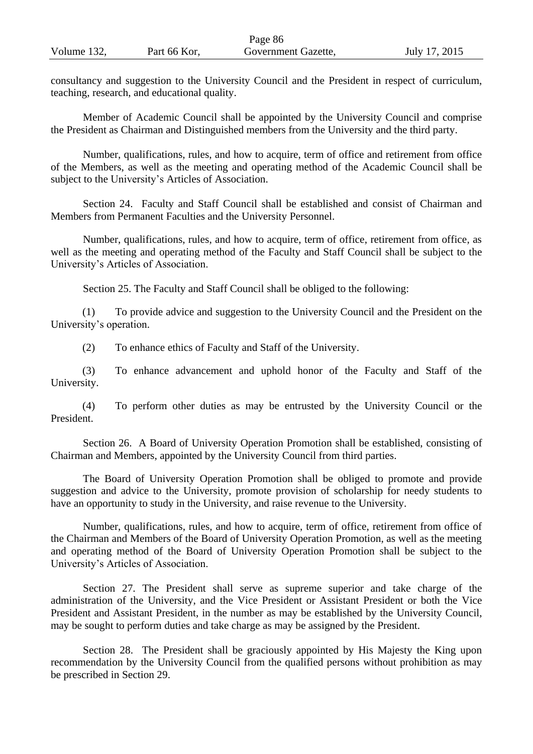consultancy and suggestion to the University Council and the President in respect of curriculum, teaching, research, and educational quality.

Member of Academic Council shall be appointed by the University Council and comprise the President as Chairman and Distinguished members from the University and the third party.

Number, qualifications, rules, and how to acquire, term of office and retirement from office of the Members, as well as the meeting and operating method of the Academic Council shall be subject to the University's Articles of Association.

Section 24. Faculty and Staff Council shall be established and consist of Chairman and Members from Permanent Faculties and the University Personnel.

Number, qualifications, rules, and how to acquire, term of office, retirement from office, as well as the meeting and operating method of the Faculty and Staff Council shall be subject to the University's Articles of Association.

Section 25. The Faculty and Staff Council shall be obliged to the following:

(1) To provide advice and suggestion to the University Council and the President on the University's operation.

(2) To enhance ethics of Faculty and Staff of the University.

(3) To enhance advancement and uphold honor of the Faculty and Staff of the University.

(4) To perform other duties as may be entrusted by the University Council or the President.

Section 26. A Board of University Operation Promotion shall be established, consisting of Chairman and Members, appointed by the University Council from third parties.

The Board of University Operation Promotion shall be obliged to promote and provide suggestion and advice to the University, promote provision of scholarship for needy students to have an opportunity to study in the University, and raise revenue to the University.

Number, qualifications, rules, and how to acquire, term of office, retirement from office of the Chairman and Members of the Board of University Operation Promotion, as well as the meeting and operating method of the Board of University Operation Promotion shall be subject to the University's Articles of Association.

Section 27. The President shall serve as supreme superior and take charge of the administration of the University, and the Vice President or Assistant President or both the Vice President and Assistant President, in the number as may be established by the University Council, may be sought to perform duties and take charge as may be assigned by the President.

Section 28. The President shall be graciously appointed by His Majesty the King upon recommendation by the University Council from the qualified persons without prohibition as may be prescribed in Section 29.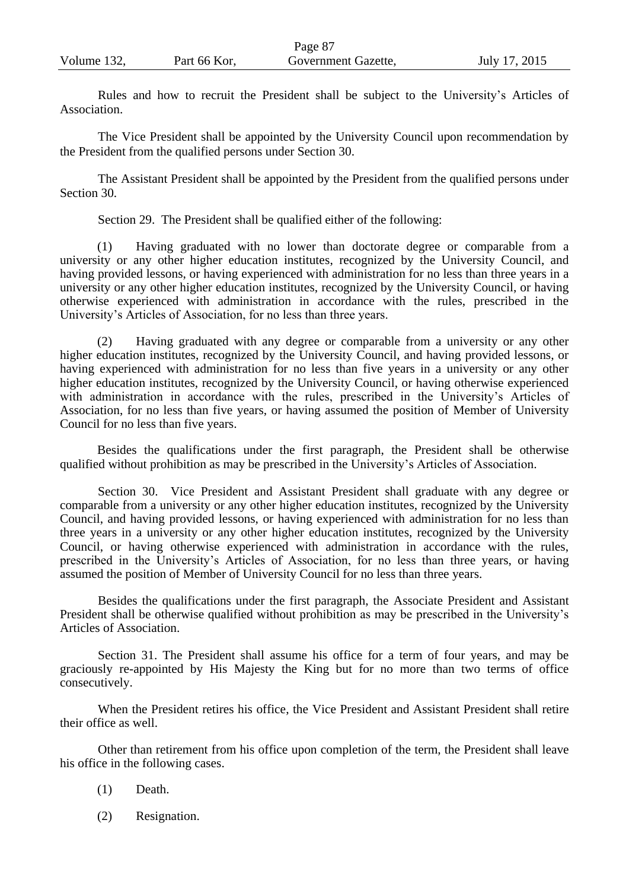Rules and how to recruit the President shall be subject to the University's Articles of Association.

The Vice President shall be appointed by the University Council upon recommendation by the President from the qualified persons under Section 30.

The Assistant President shall be appointed by the President from the qualified persons under Section 30.

Section 29. The President shall be qualified either of the following:

(1) Having graduated with no lower than doctorate degree or comparable from a university or any other higher education institutes, recognized by the University Council, and having provided lessons, or having experienced with administration for no less than three years in a university or any other higher education institutes, recognized by the University Council, or having otherwise experienced with administration in accordance with the rules, prescribed in the University's Articles of Association, for no less than three years.

(2) Having graduated with any degree or comparable from a university or any other higher education institutes, recognized by the University Council, and having provided lessons, or having experienced with administration for no less than five years in a university or any other higher education institutes, recognized by the University Council, or having otherwise experienced with administration in accordance with the rules, prescribed in the University's Articles of Association, for no less than five years, or having assumed the position of Member of University Council for no less than five years.

Besides the qualifications under the first paragraph, the President shall be otherwise qualified without prohibition as may be prescribed in the University's Articles of Association.

Section 30. Vice President and Assistant President shall graduate with any degree or comparable from a university or any other higher education institutes, recognized by the University Council, and having provided lessons, or having experienced with administration for no less than three years in a university or any other higher education institutes, recognized by the University Council, or having otherwise experienced with administration in accordance with the rules, prescribed in the University's Articles of Association, for no less than three years, or having assumed the position of Member of University Council for no less than three years.

Besides the qualifications under the first paragraph, the Associate President and Assistant President shall be otherwise qualified without prohibition as may be prescribed in the University's Articles of Association.

Section 31. The President shall assume his office for a term of four years, and may be graciously re-appointed by His Majesty the King but for no more than two terms of office consecutively.

When the President retires his office, the Vice President and Assistant President shall retire their office as well.

Other than retirement from his office upon completion of the term, the President shall leave his office in the following cases.

(1) Death.

(2) Resignation.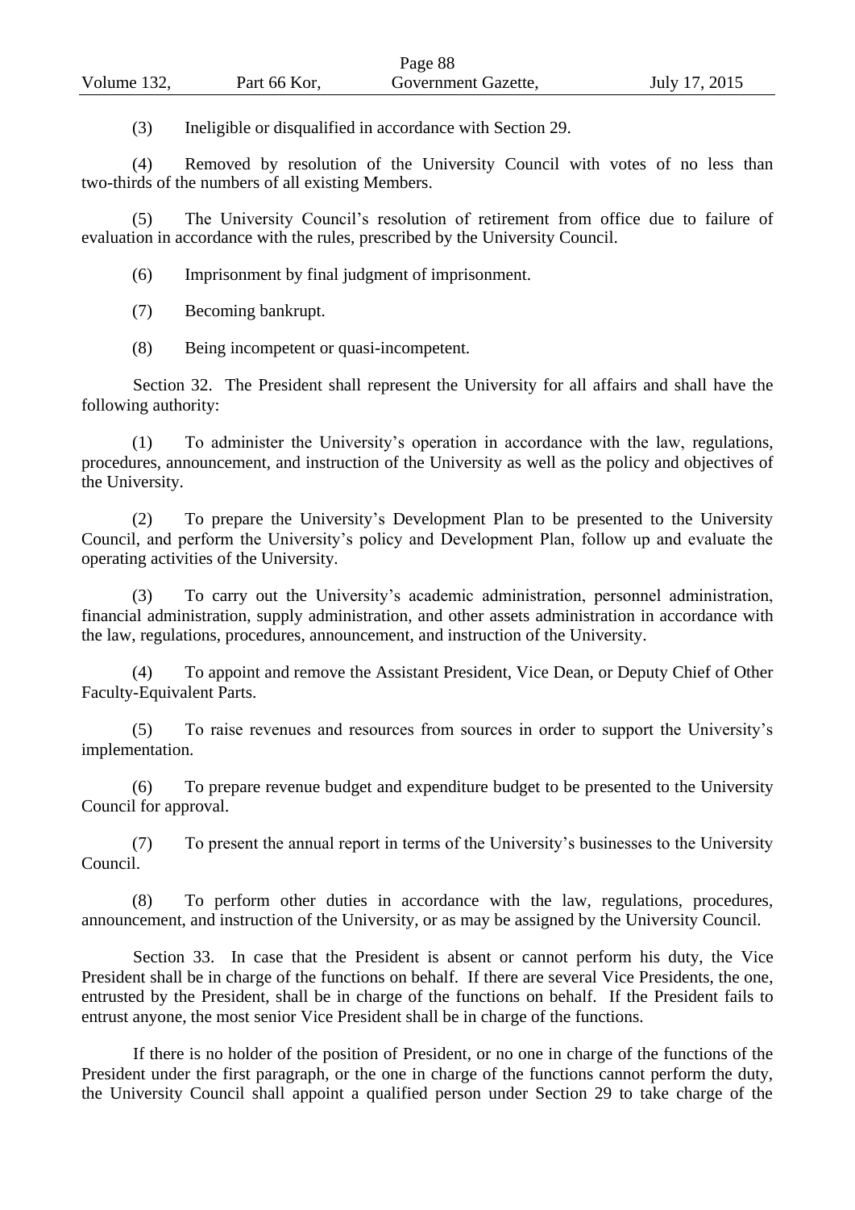(3) Ineligible or disqualified in accordance with Section 29.

(4) Removed by resolution of the University Council with votes of no less than two-thirds of the numbers of all existing Members.

(5) The University Council's resolution of retirement from office due to failure of evaluation in accordance with the rules, prescribed by the University Council.

(6) Imprisonment by final judgment of imprisonment.

(7) Becoming bankrupt.

(8) Being incompetent or quasi-incompetent.

Section 32. The President shall represent the University for all affairs and shall have the following authority:

(1) To administer the University's operation in accordance with the law, regulations, procedures, announcement, and instruction of the University as well as the policy and objectives of the University.

(2) To prepare the University's Development Plan to be presented to the University Council, and perform the University's policy and Development Plan, follow up and evaluate the operating activities of the University.

(3) To carry out the University's academic administration, personnel administration, financial administration, supply administration, and other assets administration in accordance with the law, regulations, procedures, announcement, and instruction of the University.

(4) To appoint and remove the Assistant President, Vice Dean, or Deputy Chief of Other Faculty-Equivalent Parts.

(5) To raise revenues and resources from sources in order to support the University's implementation.

(6) To prepare revenue budget and expenditure budget to be presented to the University Council for approval.

(7) To present the annual report in terms of the University's businesses to the University Council.

(8) To perform other duties in accordance with the law, regulations, procedures, announcement, and instruction of the University, or as may be assigned by the University Council.

Section 33. In case that the President is absent or cannot perform his duty, the Vice President shall be in charge of the functions on behalf. If there are several Vice Presidents, the one, entrusted by the President, shall be in charge of the functions on behalf. If the President fails to entrust anyone, the most senior Vice President shall be in charge of the functions.

If there is no holder of the position of President, or no one in charge of the functions of the President under the first paragraph, or the one in charge of the functions cannot perform the duty, the University Council shall appoint a qualified person under Section 29 to take charge of the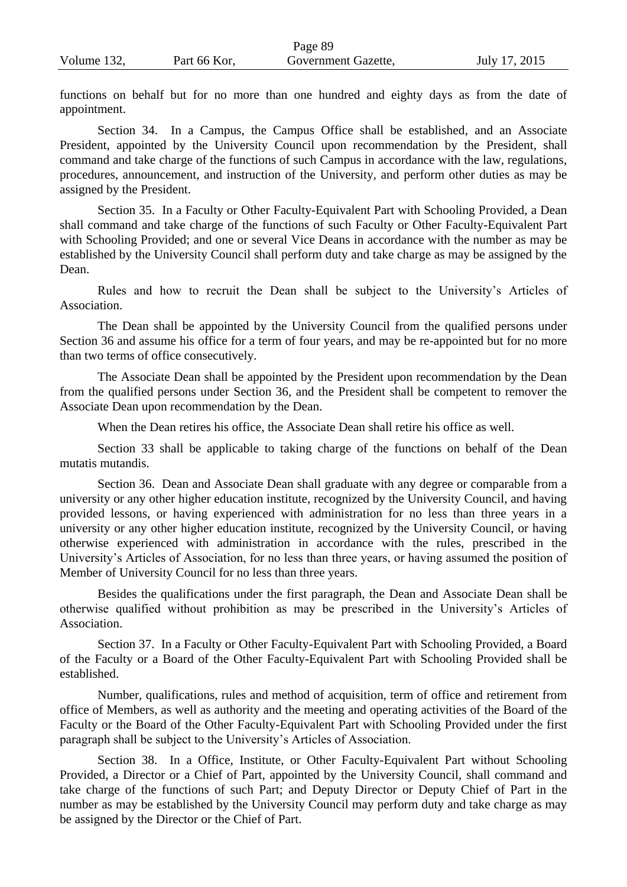functions on behalf but for no more than one hundred and eighty days as from the date of appointment.

Section 34. In a Campus, the Campus Office shall be established, and an Associate President, appointed by the University Council upon recommendation by the President, shall command and take charge of the functions of such Campus in accordance with the law, regulations, procedures, announcement, and instruction of the University, and perform other duties as may be assigned by the President.

Section 35. In a Faculty or Other Faculty-Equivalent Part with Schooling Provided, a Dean shall command and take charge of the functions of such Faculty or Other Faculty-Equivalent Part with Schooling Provided; and one or several Vice Deans in accordance with the number as may be established by the University Council shall perform duty and take charge as may be assigned by the Dean.

Rules and how to recruit the Dean shall be subject to the University's Articles of Association.

The Dean shall be appointed by the University Council from the qualified persons under Section 36 and assume his office for a term of four years, and may be re-appointed but for no more than two terms of office consecutively.

The Associate Dean shall be appointed by the President upon recommendation by the Dean from the qualified persons under Section 36, and the President shall be competent to remover the Associate Dean upon recommendation by the Dean.

When the Dean retires his office, the Associate Dean shall retire his office as well.

Section 33 shall be applicable to taking charge of the functions on behalf of the Dean mutatis mutandis.

Section 36. Dean and Associate Dean shall graduate with any degree or comparable from a university or any other higher education institute, recognized by the University Council, and having provided lessons, or having experienced with administration for no less than three years in a university or any other higher education institute, recognized by the University Council, or having otherwise experienced with administration in accordance with the rules, prescribed in the University's Articles of Association, for no less than three years, or having assumed the position of Member of University Council for no less than three years.

Besides the qualifications under the first paragraph, the Dean and Associate Dean shall be otherwise qualified without prohibition as may be prescribed in the University's Articles of Association.

Section 37. In a Faculty or Other Faculty-Equivalent Part with Schooling Provided, a Board of the Faculty or a Board of the Other Faculty-Equivalent Part with Schooling Provided shall be established.

Number, qualifications, rules and method of acquisition, term of office and retirement from office of Members, as well as authority and the meeting and operating activities of the Board of the Faculty or the Board of the Other Faculty-Equivalent Part with Schooling Provided under the first paragraph shall be subject to the University's Articles of Association.

Section 38. In a Office, Institute, or Other Faculty-Equivalent Part without Schooling Provided, a Director or a Chief of Part, appointed by the University Council, shall command and take charge of the functions of such Part; and Deputy Director or Deputy Chief of Part in the number as may be established by the University Council may perform duty and take charge as may be assigned by the Director or the Chief of Part.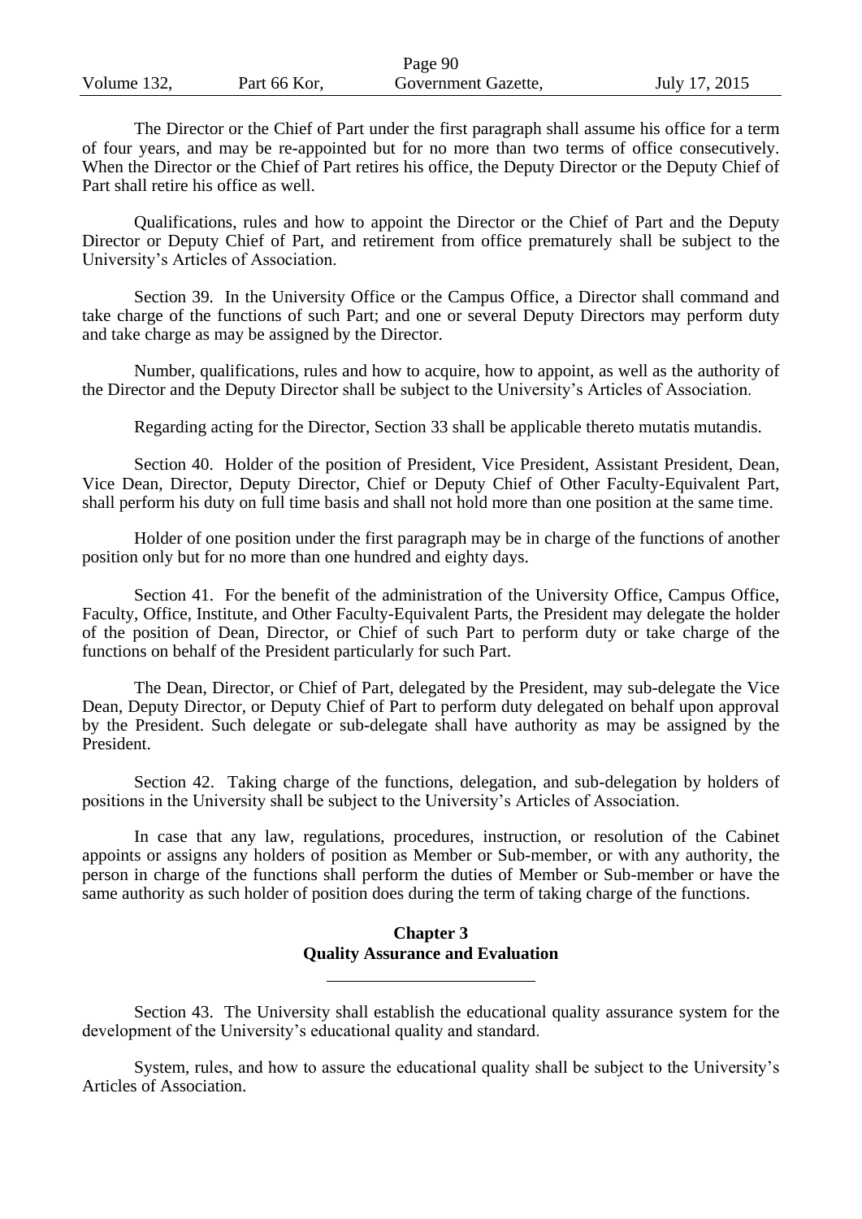The Director or the Chief of Part under the first paragraph shall assume his office for a term of four years, and may be re-appointed but for no more than two terms of office consecutively. When the Director or the Chief of Part retires his office, the Deputy Director or the Deputy Chief of Part shall retire his office as well.

Qualifications, rules and how to appoint the Director or the Chief of Part and the Deputy Director or Deputy Chief of Part, and retirement from office prematurely shall be subject to the University's Articles of Association.

Section 39. In the University Office or the Campus Office, a Director shall command and take charge of the functions of such Part; and one or several Deputy Directors may perform duty and take charge as may be assigned by the Director.

Number, qualifications, rules and how to acquire, how to appoint, as well as the authority of the Director and the Deputy Director shall be subject to the University's Articles of Association.

Regarding acting for the Director, Section 33 shall be applicable thereto mutatis mutandis.

Section 40. Holder of the position of President, Vice President, Assistant President, Dean, Vice Dean, Director, Deputy Director, Chief or Deputy Chief of Other Faculty-Equivalent Part, shall perform his duty on full time basis and shall not hold more than one position at the same time.

Holder of one position under the first paragraph may be in charge of the functions of another position only but for no more than one hundred and eighty days.

Section 41. For the benefit of the administration of the University Office, Campus Office, Faculty, Office, Institute, and Other Faculty-Equivalent Parts, the President may delegate the holder of the position of Dean, Director, or Chief of such Part to perform duty or take charge of the functions on behalf of the President particularly for such Part.

The Dean, Director, or Chief of Part, delegated by the President, may sub-delegate the Vice Dean, Deputy Director, or Deputy Chief of Part to perform duty delegated on behalf upon approval by the President. Such delegate or sub-delegate shall have authority as may be assigned by the President.

Section 42. Taking charge of the functions, delegation, and sub-delegation by holders of positions in the University shall be subject to the University's Articles of Association.

In case that any law, regulations, procedures, instruction, or resolution of the Cabinet appoints or assigns any holders of position as Member or Sub-member, or with any authority, the person in charge of the functions shall perform the duties of Member or Sub-member or have the same authority as such holder of position does during the term of taking charge of the functions.

## Chapter 3
## Quality Assurance and Evaluation

---

Section 43. The University shall establish the educational quality assurance system for the development of the University's educational quality and standard.

System, rules, and how to assure the educational quality shall be subject to the University's Articles of Association.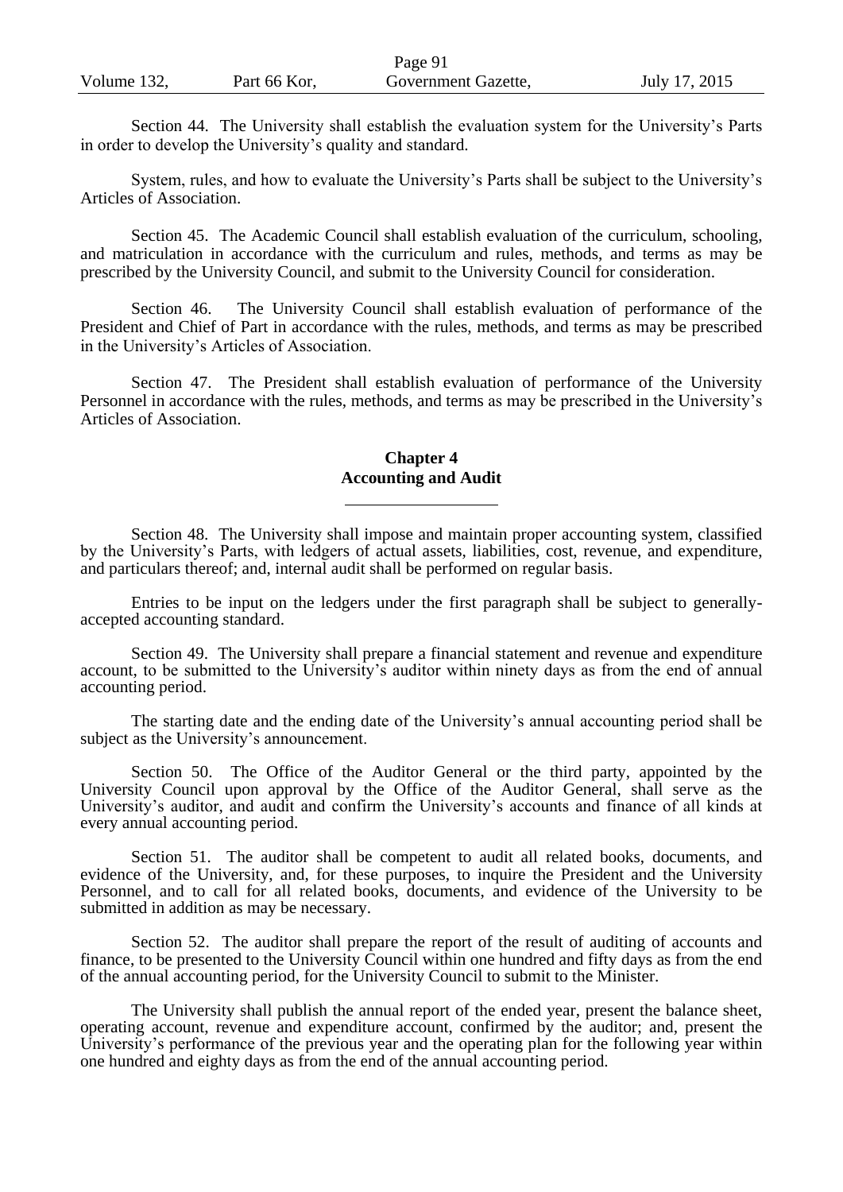Section 44. The University shall establish the evaluation system for the University's Parts in order to develop the University's quality and standard.

System, rules, and how to evaluate the University's Parts shall be subject to the University's Articles of Association.

Section 45. The Academic Council shall establish evaluation of the curriculum, schooling, and matriculation in accordance with the curriculum and rules, methods, and terms as may be prescribed by the University Council, and submit to the University Council for consideration.

Section 46. The University Council shall establish evaluation of performance of the President and Chief of Part in accordance with the rules, methods, and terms as may be prescribed in the University's Articles of Association.

Section 47. The President shall establish evaluation of performance of the University Personnel in accordance with the rules, methods, and terms as may be prescribed in the University's Articles of Association.

## Chapter 4
## Accounting and Audit

---

Section 48. The University shall impose and maintain proper accounting system, classified by the University's Parts, with ledgers of actual assets, liabilities, cost, revenue, and expenditure, and particulars thereof; and, internal audit shall be performed on regular basis.

Entries to be input on the ledgers under the first paragraph shall be subject to generally-accepted accounting standard.

Section 49. The University shall prepare a financial statement and revenue and expenditure account, to be submitted to the University's auditor within ninety days as from the end of annual accounting period.

The starting date and the ending date of the University's annual accounting period shall be subject as the University's announcement.

Section 50. The Office of the Auditor General or the third party, appointed by the University Council upon approval by the Office of the Auditor General, shall serve as the University's auditor, and audit and confirm the University's accounts and finance of all kinds at every annual accounting period.

Section 51. The auditor shall be competent to audit all related books, documents, and evidence of the University, and, for these purposes, to inquire the President and the University Personnel, and to call for all related books, documents, and evidence of the University to be submitted in addition as may be necessary.

Section 52. The auditor shall prepare the report of the result of auditing of accounts and finance, to be presented to the University Council within one hundred and fifty days as from the end of the annual accounting period, for the University Council to submit to the Minister.

The University shall publish the annual report of the ended year, present the balance sheet, operating account, revenue and expenditure account, confirmed by the auditor; and, present the University's performance of the previous year and the operating plan for the following year within one hundred and eighty days as from the end of the annual accounting period.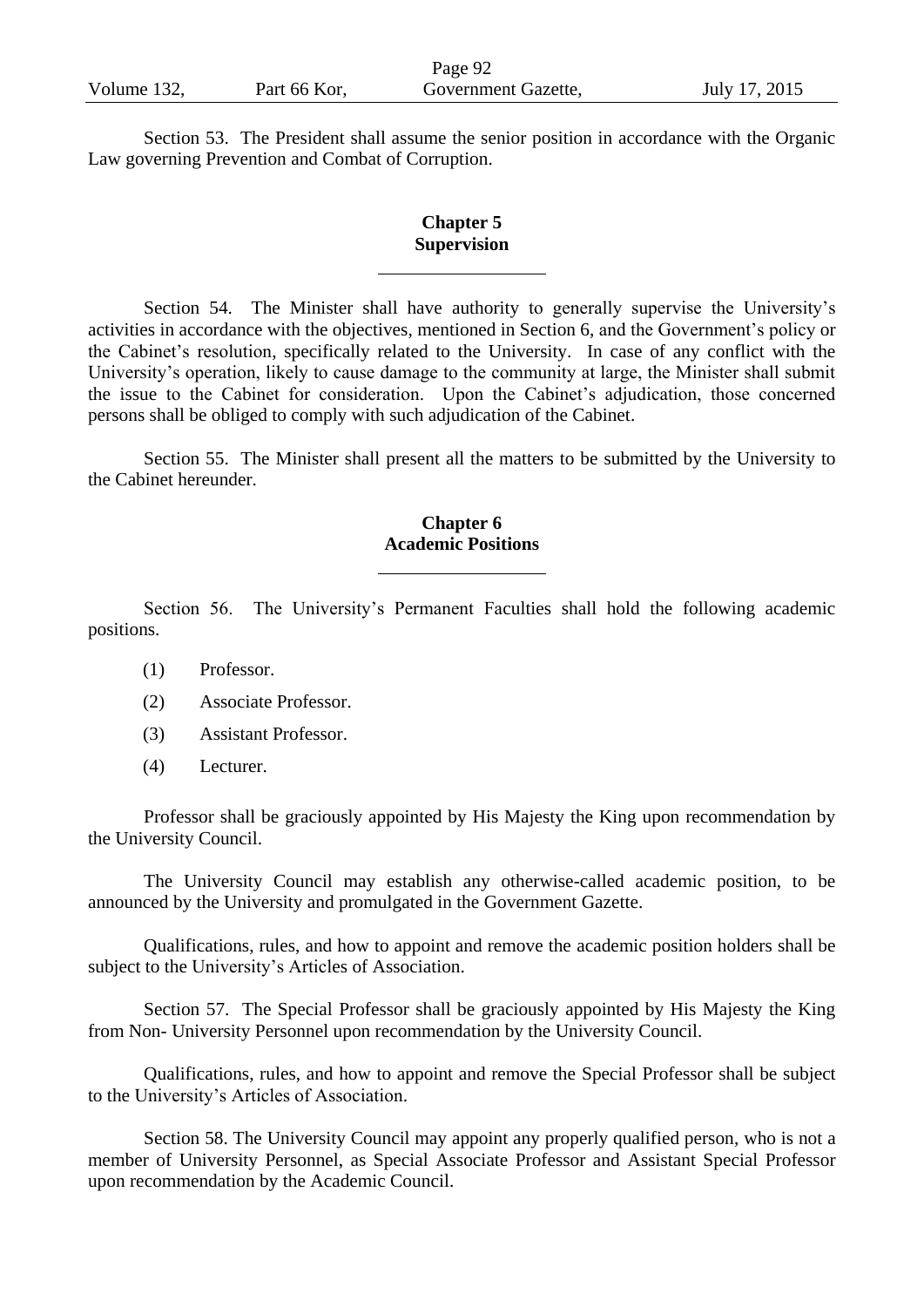Section 53. The President shall assume the senior position in accordance with the Organic Law governing Prevention and Combat of Corruption.

## Chapter 5
## Supervision

Section 54. The Minister shall have authority to generally supervise the University's activities in accordance with the objectives, mentioned in Section 6, and the Government's policy or the Cabinet's resolution, specifically related to the University. In case of any conflict with the University's operation, likely to cause damage to the community at large, the Minister shall submit the issue to the Cabinet for consideration. Upon the Cabinet's adjudication, those concerned persons shall be obliged to comply with such adjudication of the Cabinet.

Section 55. The Minister shall present all the matters to be submitted by the University to the Cabinet hereunder.

## Chapter 6
## Academic Positions

Section 56. The University's Permanent Faculties shall hold the following academic positions.

(1) Professor.

(2) Associate Professor.

(3) Assistant Professor.

(4) Lecturer.

Professor shall be graciously appointed by His Majesty the King upon recommendation by the University Council.

The University Council may establish any otherwise-called academic position, to be announced by the University and promulgated in the Government Gazette.

Qualifications, rules, and how to appoint and remove the academic position holders shall be subject to the University's Articles of Association.

Section 57. The Special Professor shall be graciously appointed by His Majesty the King from Non- University Personnel upon recommendation by the University Council.

Qualifications, rules, and how to appoint and remove the Special Professor shall be subject to the University's Articles of Association.

Section 58. The University Council may appoint any properly qualified person, who is not a member of University Personnel, as Special Associate Professor and Assistant Special Professor upon recommendation by the Academic Council.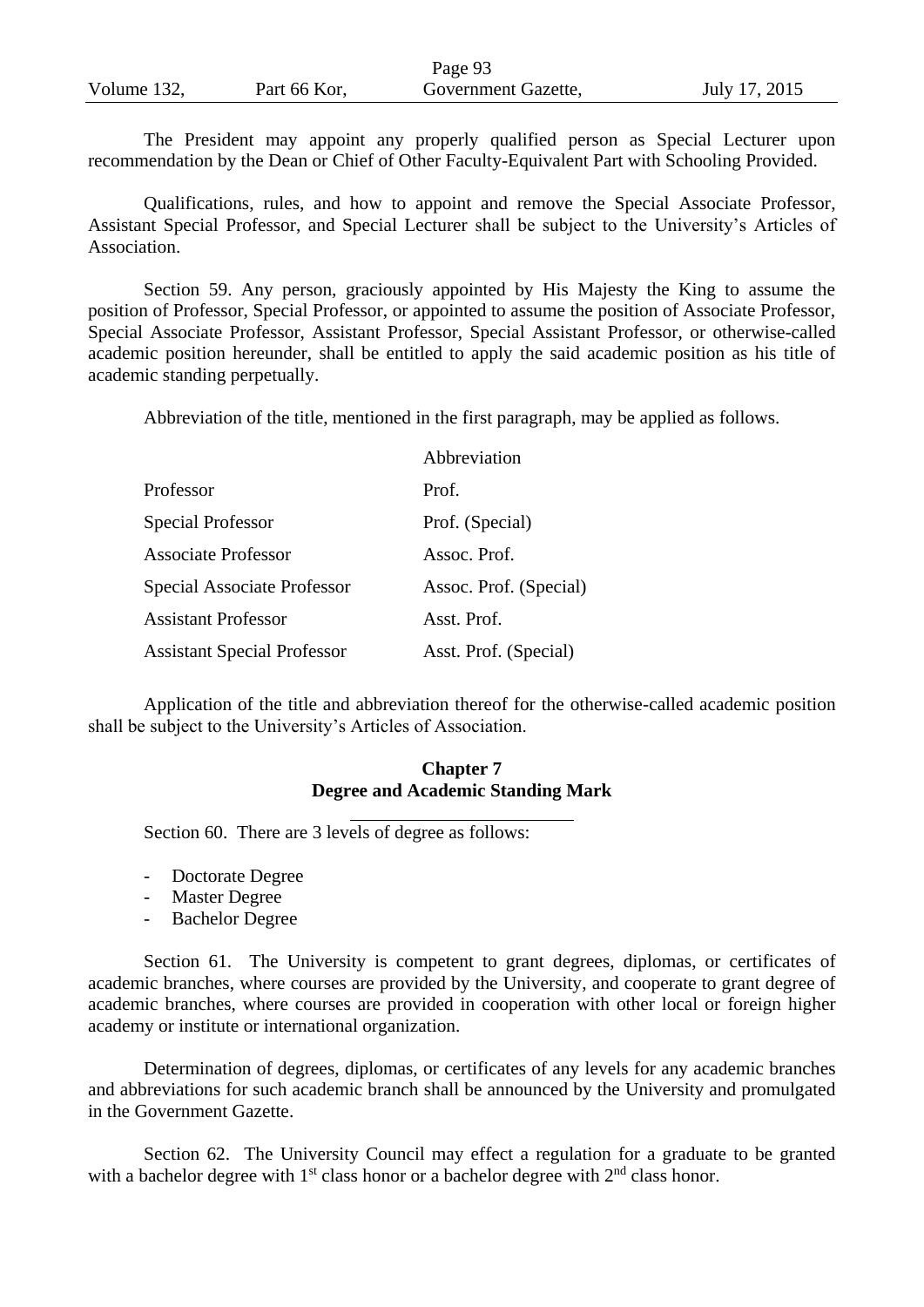The President may appoint any properly qualified person as Special Lecturer upon recommendation by the Dean or Chief of Other Faculty-Equivalent Part with Schooling Provided.

Qualifications, rules, and how to appoint and remove the Special Associate Professor, Assistant Special Professor, and Special Lecturer shall be subject to the University's Articles of Association.

Section 59. Any person, graciously appointed by His Majesty the King to assume the position of Professor, Special Professor, or appointed to assume the position of Associate Professor, Special Associate Professor, Assistant Professor, Special Assistant Professor, or otherwise-called academic position hereunder, shall be entitled to apply the said academic position as his title of academic standing perpetually.

Abbreviation of the title, mentioned in the first paragraph, may be applied as follows.

| | Abbreviation |
|---|---|
| Professor | Prof. |
| Special Professor | Prof. (Special) |
| Associate Professor | Assoc. Prof. |
| Special Associate Professor | Assoc. Prof. (Special) |
| Assistant Professor | Asst. Prof. |
| Assistant Special Professor | Asst. Prof. (Special) |

Application of the title and abbreviation thereof for the otherwise-called academic position shall be subject to the University's Articles of Association.

## Chapter 7
## Degree and Academic Standing Mark

Section 60. There are 3 levels of degree as follows:

- Doctorate Degree
- Master Degree
- Bachelor Degree

Section 61. The University is competent to grant degrees, diplomas, or certificates of academic branches, where courses are provided by the University, and cooperate to grant degree of academic branches, where courses are provided in cooperation with other local or foreign higher academy or institute or international organization.

Determination of degrees, diplomas, or certificates of any levels for any academic branches and abbreviations for such academic branch shall be announced by the University and promulgated in the Government Gazette.

Section 62. The University Council may effect a regulation for a graduate to be granted with a bachelor degree with 1st class honor or a bachelor degree with 2nd class honor.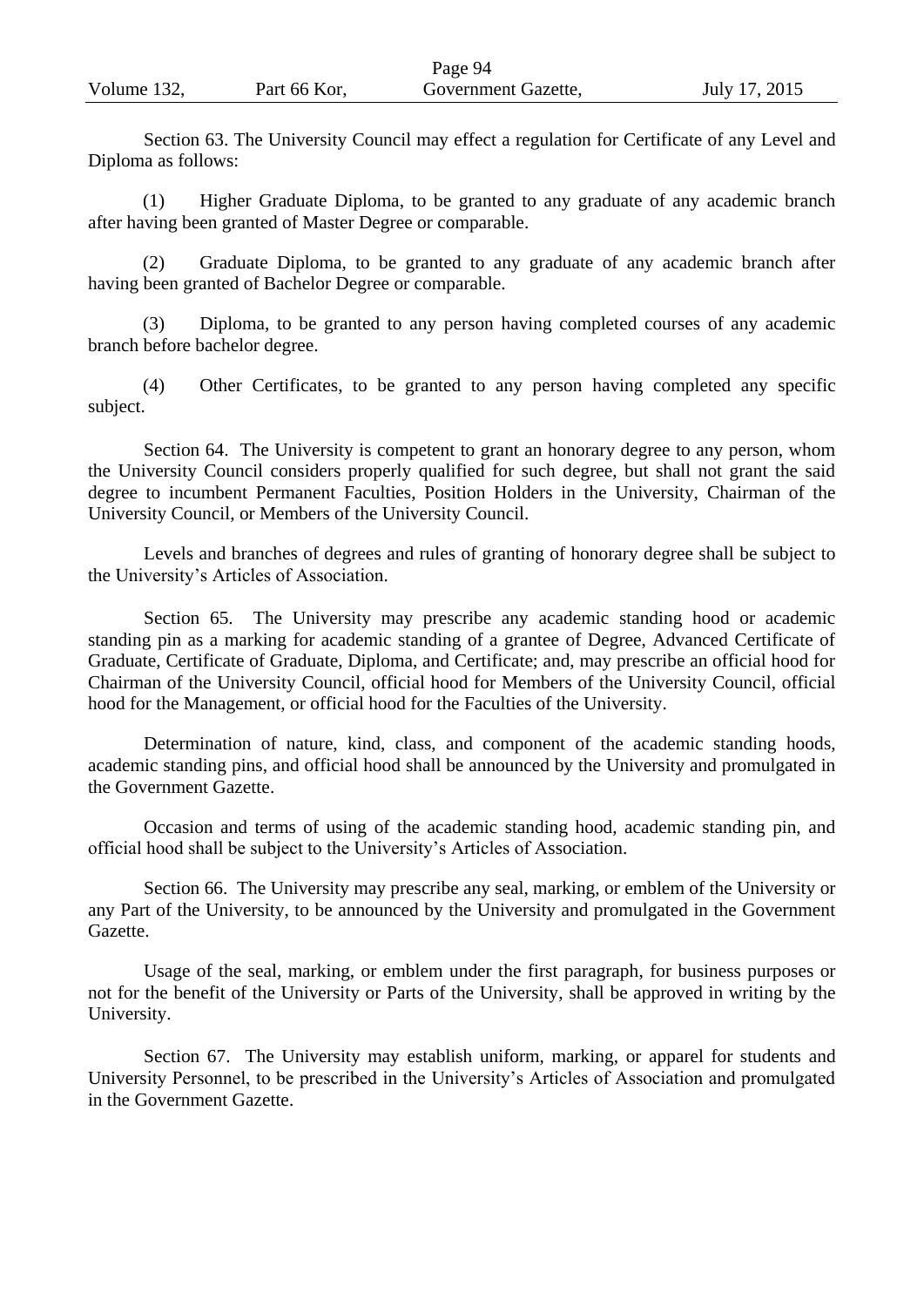Section 63. The University Council may effect a regulation for Certificate of any Level and Diploma as follows:

(1) Higher Graduate Diploma, to be granted to any graduate of any academic branch after having been granted of Master Degree or comparable.

(2) Graduate Diploma, to be granted to any graduate of any academic branch after having been granted of Bachelor Degree or comparable.

(3) Diploma, to be granted to any person having completed courses of any academic branch before bachelor degree.

(4) Other Certificates, to be granted to any person having completed any specific subject.

Section 64. The University is competent to grant an honorary degree to any person, whom the University Council considers properly qualified for such degree, but shall not grant the said degree to incumbent Permanent Faculties, Position Holders in the University, Chairman of the University Council, or Members of the University Council.

Levels and branches of degrees and rules of granting of honorary degree shall be subject to the University's Articles of Association.

Section 65. The University may prescribe any academic standing hood or academic standing pin as a marking for academic standing of a grantee of Degree, Advanced Certificate of Graduate, Certificate of Graduate, Diploma, and Certificate; and, may prescribe an official hood for Chairman of the University Council, official hood for Members of the University Council, official hood for the Management, or official hood for the Faculties of the University.

Determination of nature, kind, class, and component of the academic standing hoods, academic standing pins, and official hood shall be announced by the University and promulgated in the Government Gazette.

Occasion and terms of using of the academic standing hood, academic standing pin, and official hood shall be subject to the University's Articles of Association.

Section 66. The University may prescribe any seal, marking, or emblem of the University or any Part of the University, to be announced by the University and promulgated in the Government Gazette.

Usage of the seal, marking, or emblem under the first paragraph, for business purposes or not for the benefit of the University or Parts of the University, shall be approved in writing by the University.

Section 67. The University may establish uniform, marking, or apparel for students and University Personnel, to be prescribed in the University's Articles of Association and promulgated in the Government Gazette.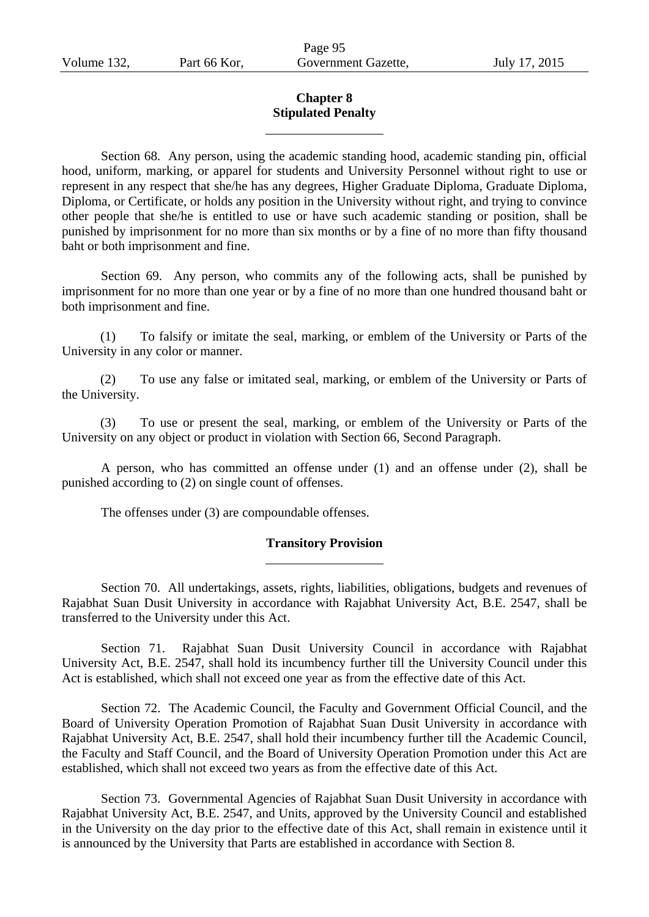## Chapter 8
## Stipulated Penalty

Section 68. Any person, using the academic standing hood, academic standing pin, official hood, uniform, marking, or apparel for students and University Personnel without right to use or represent in any respect that she/he has any degrees, Higher Graduate Diploma, Graduate Diploma, Diploma, or Certificate, or holds any position in the University without right, and trying to convince other people that she/he is entitled to use or have such academic standing or position, shall be punished by imprisonment for no more than six months or by a fine of no more than fifty thousand baht or both imprisonment and fine.

Section 69. Any person, who commits any of the following acts, shall be punished by imprisonment for no more than one year or by a fine of no more than one hundred thousand baht or both imprisonment and fine.

(1) To falsify or imitate the seal, marking, or emblem of the University or Parts of the University in any color or manner.

(2) To use any false or imitated seal, marking, or emblem of the University or Parts of the University.

(3) To use or present the seal, marking, or emblem of the University or Parts of the University on any object or product in violation with Section 66, Second Paragraph.

A person, who has committed an offense under (1) and an offense under (2), shall be punished according to (2) on single count of offenses.

The offenses under (3) are compoundable offenses.

## Transitory Provision

Section 70. All undertakings, assets, rights, liabilities, obligations, budgets and revenues of Rajabhat Suan Dusit University in accordance with Rajabhat University Act, B.E. 2547, shall be transferred to the University under this Act.

Section 71. Rajabhat Suan Dusit University Council in accordance with Rajabhat University Act, B.E. 2547, shall hold its incumbency further till the University Council under this Act is established, which shall not exceed one year as from the effective date of this Act.

Section 72. The Academic Council, the Faculty and Government Official Council, and the Board of University Operation Promotion of Rajabhat Suan Dusit University in accordance with Rajabhat University Act, B.E. 2547, shall hold their incumbency further till the Academic Council, the Faculty and Staff Council, and the Board of University Operation Promotion under this Act are established, which shall not exceed two years as from the effective date of this Act.

Section 73. Governmental Agencies of Rajabhat Suan Dusit University in accordance with Rajabhat University Act, B.E. 2547, and Units, approved by the University Council and established in the University on the day prior to the effective date of this Act, shall remain in existence until it is announced by the University that Parts are established in accordance with Section 8.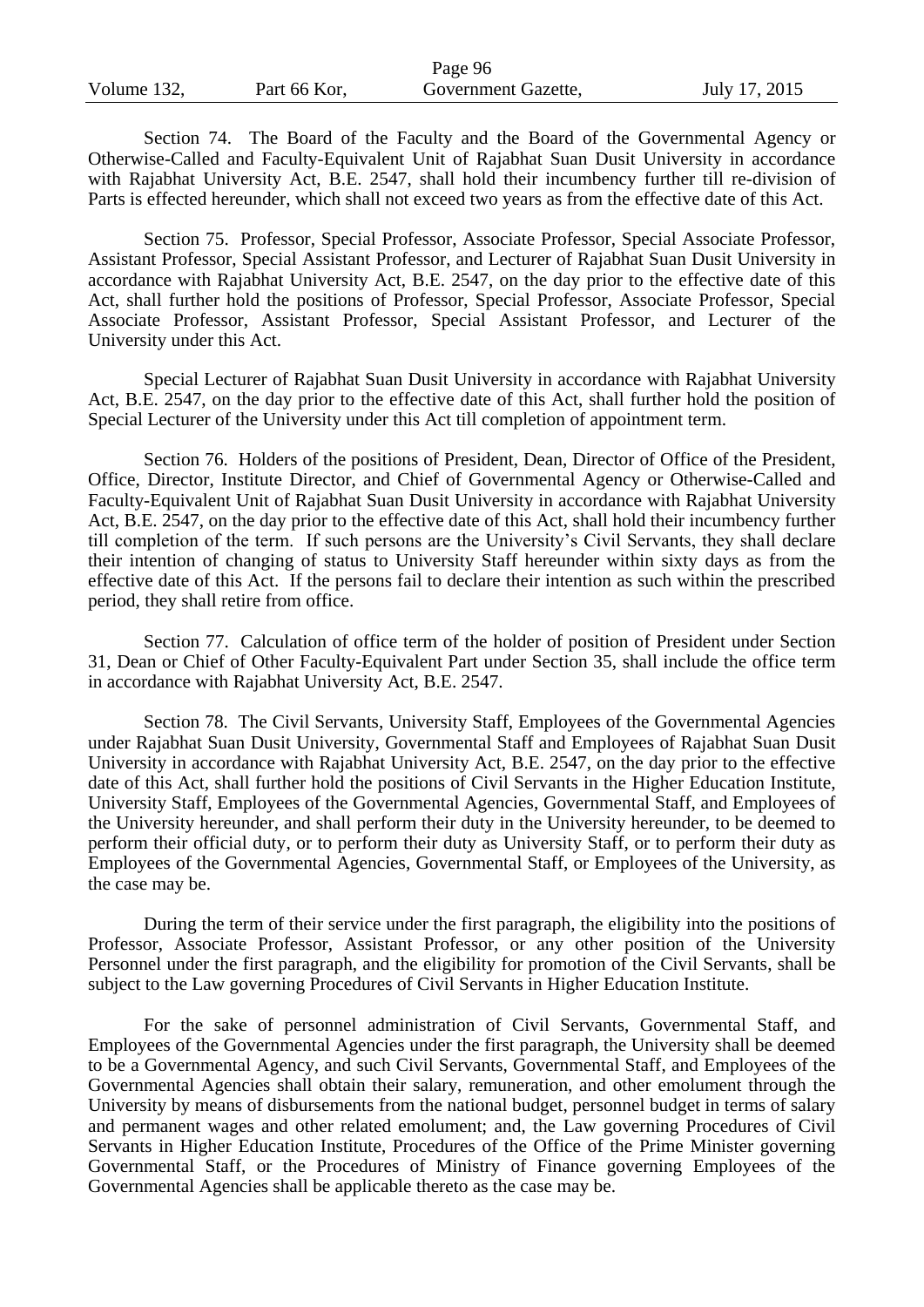Section 74. The Board of the Faculty and the Board of the Governmental Agency or Otherwise-Called and Faculty-Equivalent Unit of Rajabhat Suan Dusit University in accordance with Rajabhat University Act, B.E. 2547, shall hold their incumbency further till re-division of Parts is effected hereunder, which shall not exceed two years as from the effective date of this Act.

Section 75. Professor, Special Professor, Associate Professor, Special Associate Professor, Assistant Professor, Special Assistant Professor, and Lecturer of Rajabhat Suan Dusit University in accordance with Rajabhat University Act, B.E. 2547, on the day prior to the effective date of this Act, shall further hold the positions of Professor, Special Professor, Associate Professor, Special Associate Professor, Assistant Professor, Special Assistant Professor, and Lecturer of the University under this Act.

Special Lecturer of Rajabhat Suan Dusit University in accordance with Rajabhat University Act, B.E. 2547, on the day prior to the effective date of this Act, shall further hold the position of Special Lecturer of the University under this Act till completion of appointment term.

Section 76. Holders of the positions of President, Dean, Director of Office of the President, Office, Director, Institute Director, and Chief of Governmental Agency or Otherwise-Called and Faculty-Equivalent Unit of Rajabhat Suan Dusit University in accordance with Rajabhat University Act, B.E. 2547, on the day prior to the effective date of this Act, shall hold their incumbency further till completion of the term. If such persons are the University's Civil Servants, they shall declare their intention of changing of status to University Staff hereunder within sixty days as from the effective date of this Act. If the persons fail to declare their intention as such within the prescribed period, they shall retire from office.

Section 77. Calculation of office term of the holder of position of President under Section 31, Dean or Chief of Other Faculty-Equivalent Part under Section 35, shall include the office term in accordance with Rajabhat University Act, B.E. 2547.

Section 78. The Civil Servants, University Staff, Employees of the Governmental Agencies under Rajabhat Suan Dusit University, Governmental Staff and Employees of Rajabhat Suan Dusit University in accordance with Rajabhat University Act, B.E. 2547, on the day prior to the effective date of this Act, shall further hold the positions of Civil Servants in the Higher Education Institute, University Staff, Employees of the Governmental Agencies, Governmental Staff, and Employees of the University hereunder, and shall perform their duty in the University hereunder, to be deemed to perform their official duty, or to perform their duty as University Staff, or to perform their duty as Employees of the Governmental Agencies, Governmental Staff, or Employees of the University, as the case may be.

During the term of their service under the first paragraph, the eligibility into the positions of Professor, Associate Professor, Assistant Professor, or any other position of the University Personnel under the first paragraph, and the eligibility for promotion of the Civil Servants, shall be subject to the Law governing Procedures of Civil Servants in Higher Education Institute.

For the sake of personnel administration of Civil Servants, Governmental Staff, and Employees of the Governmental Agencies under the first paragraph, the University shall be deemed to be a Governmental Agency, and such Civil Servants, Governmental Staff, and Employees of the Governmental Agencies shall obtain their salary, remuneration, and other emolument through the University by means of disbursements from the national budget, personnel budget in terms of salary and permanent wages and other related emolument; and, the Law governing Procedures of Civil Servants in Higher Education Institute, Procedures of the Office of the Prime Minister governing Governmental Staff, or the Procedures of Ministry of Finance governing Employees of the Governmental Agencies shall be applicable thereto as the case may be.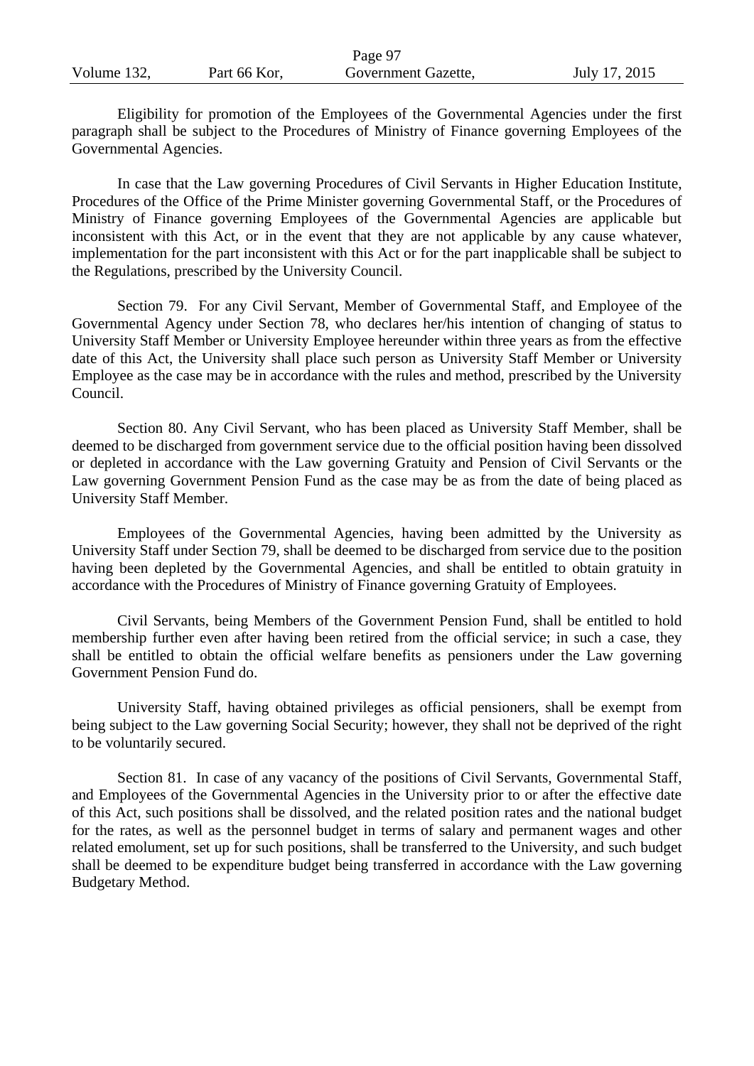Eligibility for promotion of the Employees of the Governmental Agencies under the first paragraph shall be subject to the Procedures of Ministry of Finance governing Employees of the Governmental Agencies.

In case that the Law governing Procedures of Civil Servants in Higher Education Institute, Procedures of the Office of the Prime Minister governing Governmental Staff, or the Procedures of Ministry of Finance governing Employees of the Governmental Agencies are applicable but inconsistent with this Act, or in the event that they are not applicable by any cause whatever, implementation for the part inconsistent with this Act or for the part inapplicable shall be subject to the Regulations, prescribed by the University Council.

Section 79. For any Civil Servant, Member of Governmental Staff, and Employee of the Governmental Agency under Section 78, who declares her/his intention of changing of status to University Staff Member or University Employee hereunder within three years as from the effective date of this Act, the University shall place such person as University Staff Member or University Employee as the case may be in accordance with the rules and method, prescribed by the University Council.

Section 80. Any Civil Servant, who has been placed as University Staff Member, shall be deemed to be discharged from government service due to the official position having been dissolved or depleted in accordance with the Law governing Gratuity and Pension of Civil Servants or the Law governing Government Pension Fund as the case may be as from the date of being placed as University Staff Member.

Employees of the Governmental Agencies, having been admitted by the University as University Staff under Section 79, shall be deemed to be discharged from service due to the position having been depleted by the Governmental Agencies, and shall be entitled to obtain gratuity in accordance with the Procedures of Ministry of Finance governing Gratuity of Employees.

Civil Servants, being Members of the Government Pension Fund, shall be entitled to hold membership further even after having been retired from the official service; in such a case, they shall be entitled to obtain the official welfare benefits as pensioners under the Law governing Government Pension Fund do.

University Staff, having obtained privileges as official pensioners, shall be exempt from being subject to the Law governing Social Security; however, they shall not be deprived of the right to be voluntarily secured.

Section 81. In case of any vacancy of the positions of Civil Servants, Governmental Staff, and Employees of the Governmental Agencies in the University prior to or after the effective date of this Act, such positions shall be dissolved, and the related position rates and the national budget for the rates, as well as the personnel budget in terms of salary and permanent wages and other related emolument, set up for such positions, shall be transferred to the University, and such budget shall be deemed to be expenditure budget being transferred in accordance with the Law governing Budgetary Method.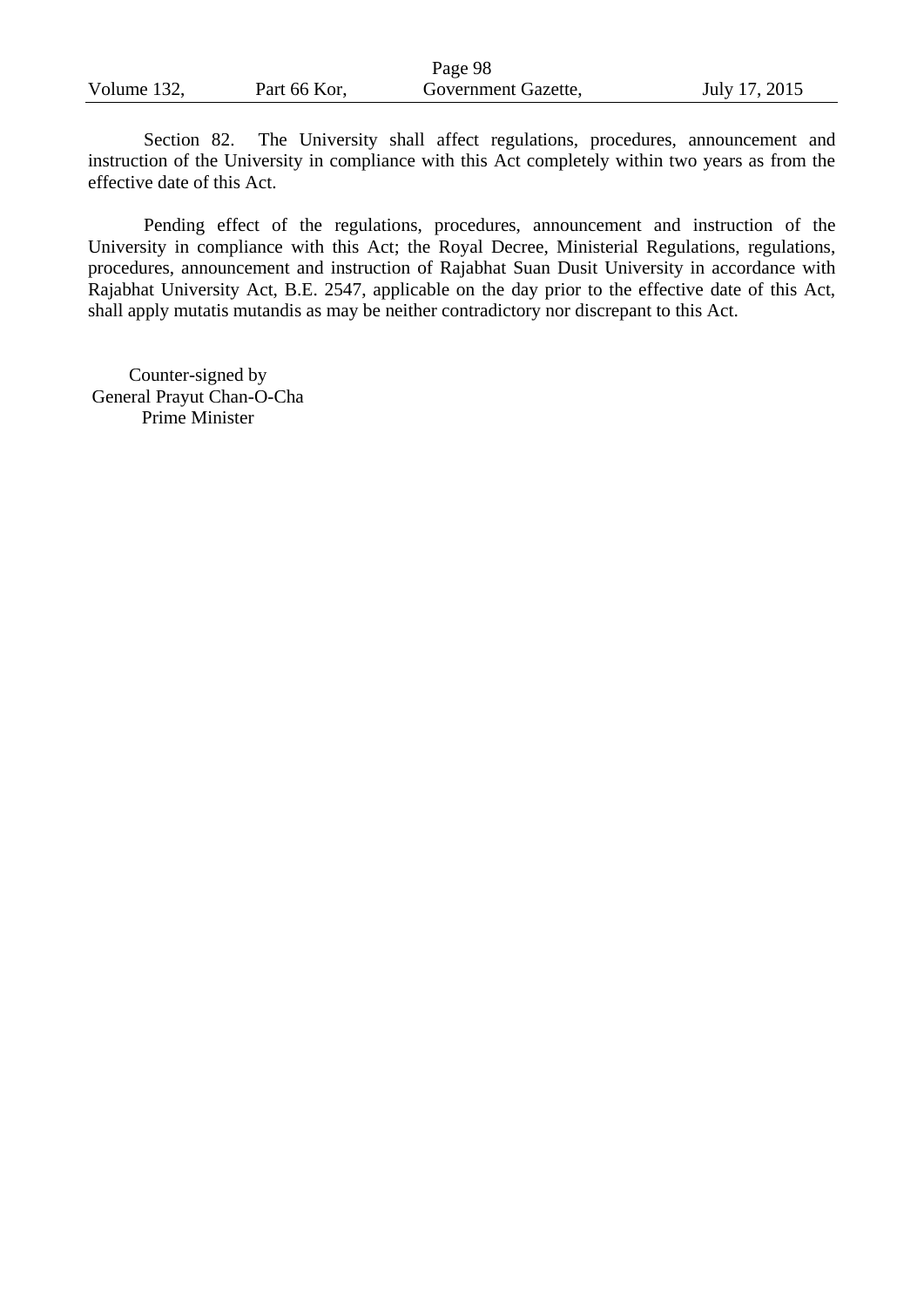Section 82. The University shall affect regulations, procedures, announcement and instruction of the University in compliance with this Act completely within two years as from the effective date of this Act.

Pending effect of the regulations, procedures, announcement and instruction of the University in compliance with this Act; the Royal Decree, Ministerial Regulations, regulations, procedures, announcement and instruction of Rajabhat Suan Dusit University in accordance with Rajabhat University Act, B.E. 2547, applicable on the day prior to the effective date of this Act, shall apply mutatis mutandis as may be neither contradictory nor discrepant to this Act.

Counter-signed by
General Prayut Chan-O-Cha
Prime Minister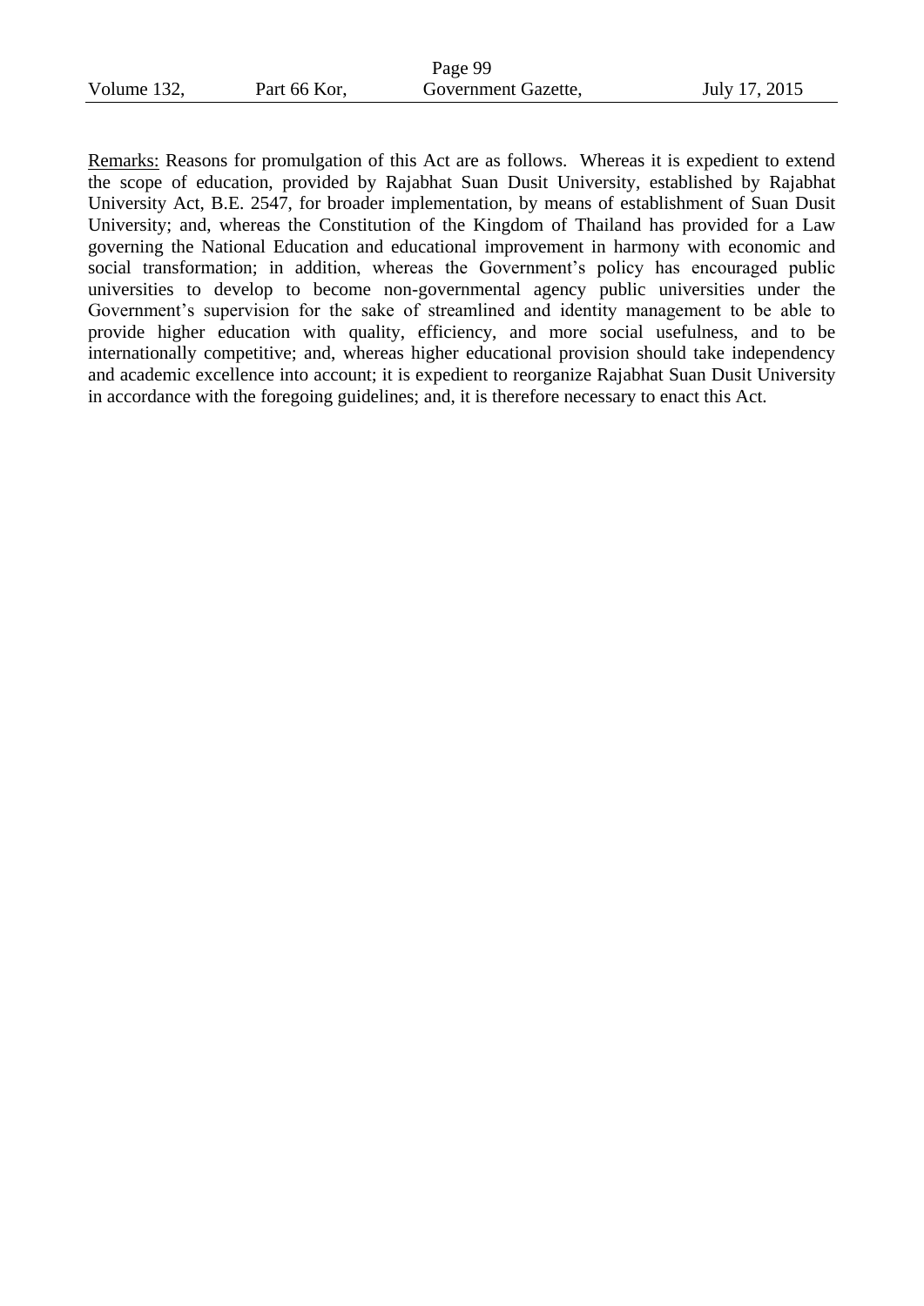<u>Remarks:</u> Reasons for promulgation of this Act are as follows. Whereas it is expedient to extend the scope of education, provided by Rajabhat Suan Dusit University, established by Rajabhat University Act, B.E. 2547, for broader implementation, by means of establishment of Suan Dusit University; and, whereas the Constitution of the Kingdom of Thailand has provided for a Law governing the National Education and educational improvement in harmony with economic and social transformation; in addition, whereas the Government's policy has encouraged public universities to develop to become non-governmental agency public universities under the Government's supervision for the sake of streamlined and identity management to be able to provide higher education with quality, efficiency, and more social usefulness, and to be internationally competitive; and, whereas higher educational provision should take independency and academic excellence into account; it is expedient to reorganize Rajabhat Suan Dusit University in accordance with the foregoing guidelines; and, it is therefore necessary to enact this Act.